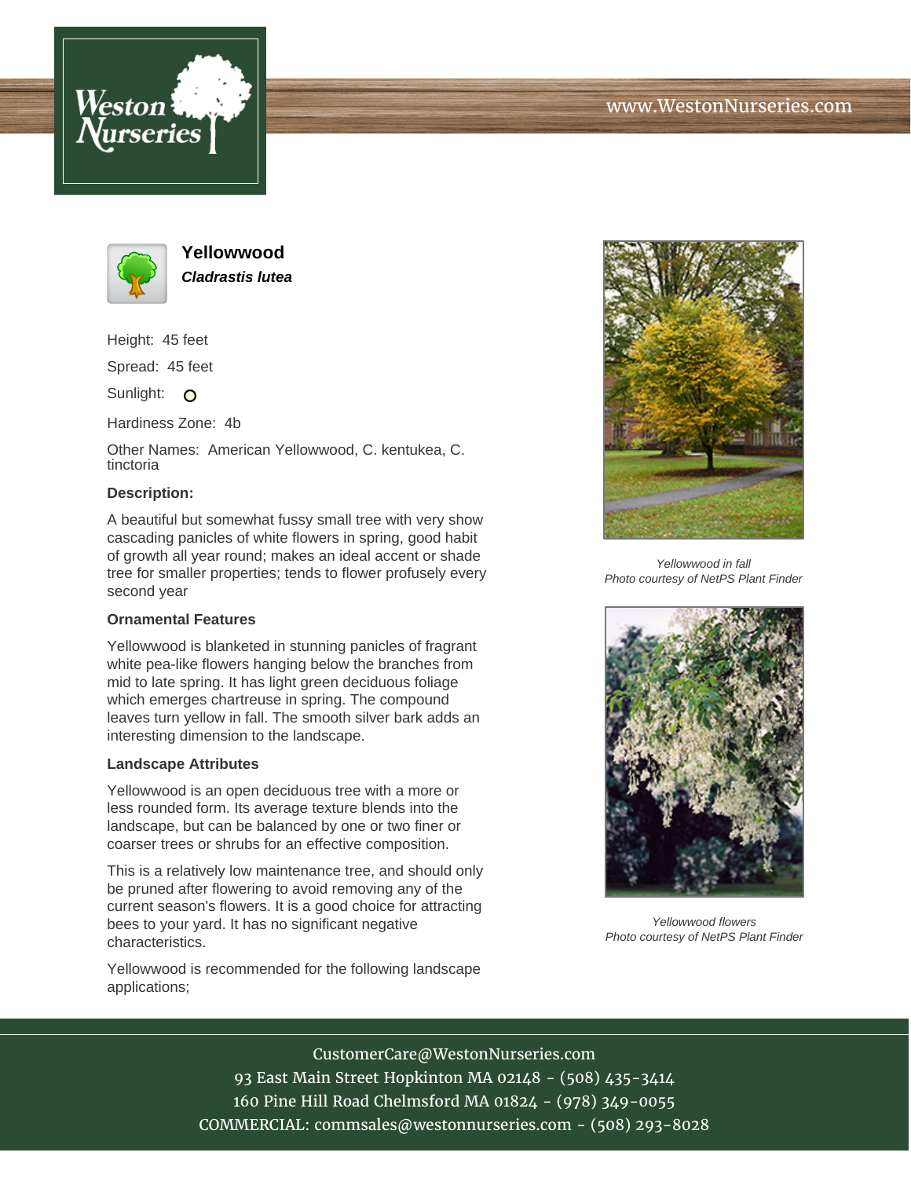# Yellowwood

***Cladrastis lutea***

Height: 45 feet

Spread: 45 feet

Sunlight: ○

Hardiness Zone: 4b

Other Names: American Yellowwood, C. kentukea, C. tinctoria

**Description:**

A beautiful but somewhat fussy small tree with very show cascading panicles of white flowers in spring, good habit of growth all year round; makes an ideal accent or shade tree for smaller properties; tends to flower profusely every second year

**Ornamental Features**

Yellowwood is blanketed in stunning panicles of fragrant white pea-like flowers hanging below the branches from mid to late spring. It has light green deciduous foliage which emerges chartreuse in spring. The compound leaves turn yellow in fall. The smooth silver bark adds an interesting dimension to the landscape.

**Landscape Attributes**

Yellowwood is an open deciduous tree with a more or less rounded form. Its average texture blends into the landscape, but can be balanced by one or two finer or coarser trees or shrubs for an effective composition.

This is a relatively low maintenance tree, and should only be pruned after flowering to avoid removing any of the current season's flowers. It is a good choice for attracting bees to your yard. It has no significant negative characteristics.

Yellowwood is recommended for the following landscape applications;

*Yellowwood in fall*
*Photo courtesy of NetPS Plant Finder*

*Yellowwood flowers*
*Photo courtesy of NetPS Plant Finder*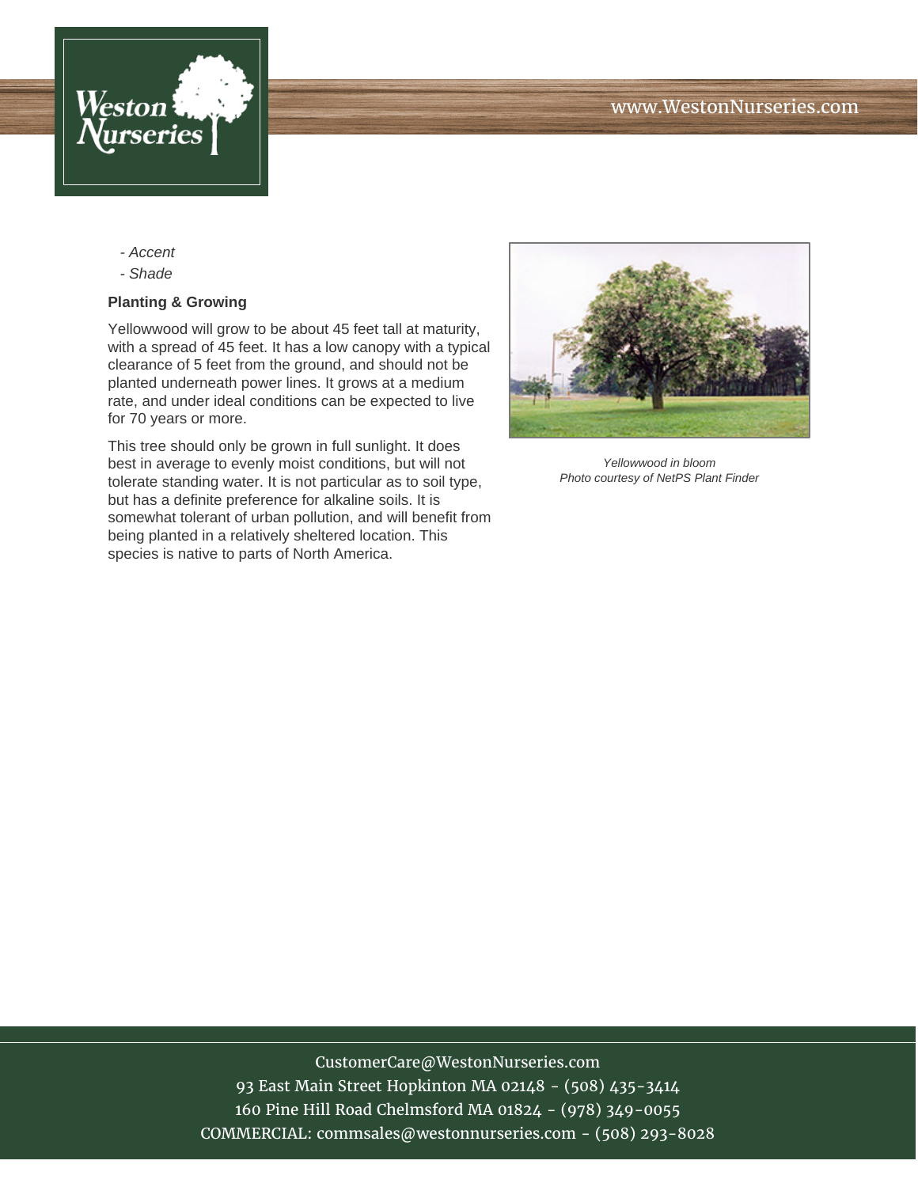- *Accent*
- *Shade*

**Planting & Growing**

Yellowwood will grow to be about 45 feet tall at maturity, with a spread of 45 feet. It has a low canopy with a typical clearance of 5 feet from the ground, and should not be planted underneath power lines. It grows at a medium rate, and under ideal conditions can be expected to live for 70 years or more.

This tree should only be grown in full sunlight. It does best in average to evenly moist conditions, but will not tolerate standing water. It is not particular as to soil type, but has a definite preference for alkaline soils. It is somewhat tolerant of urban pollution, and will benefit from being planted in a relatively sheltered location. This species is native to parts of North America.

*Yellowwood in bloom*
*Photo courtesy of NetPS Plant Finder*